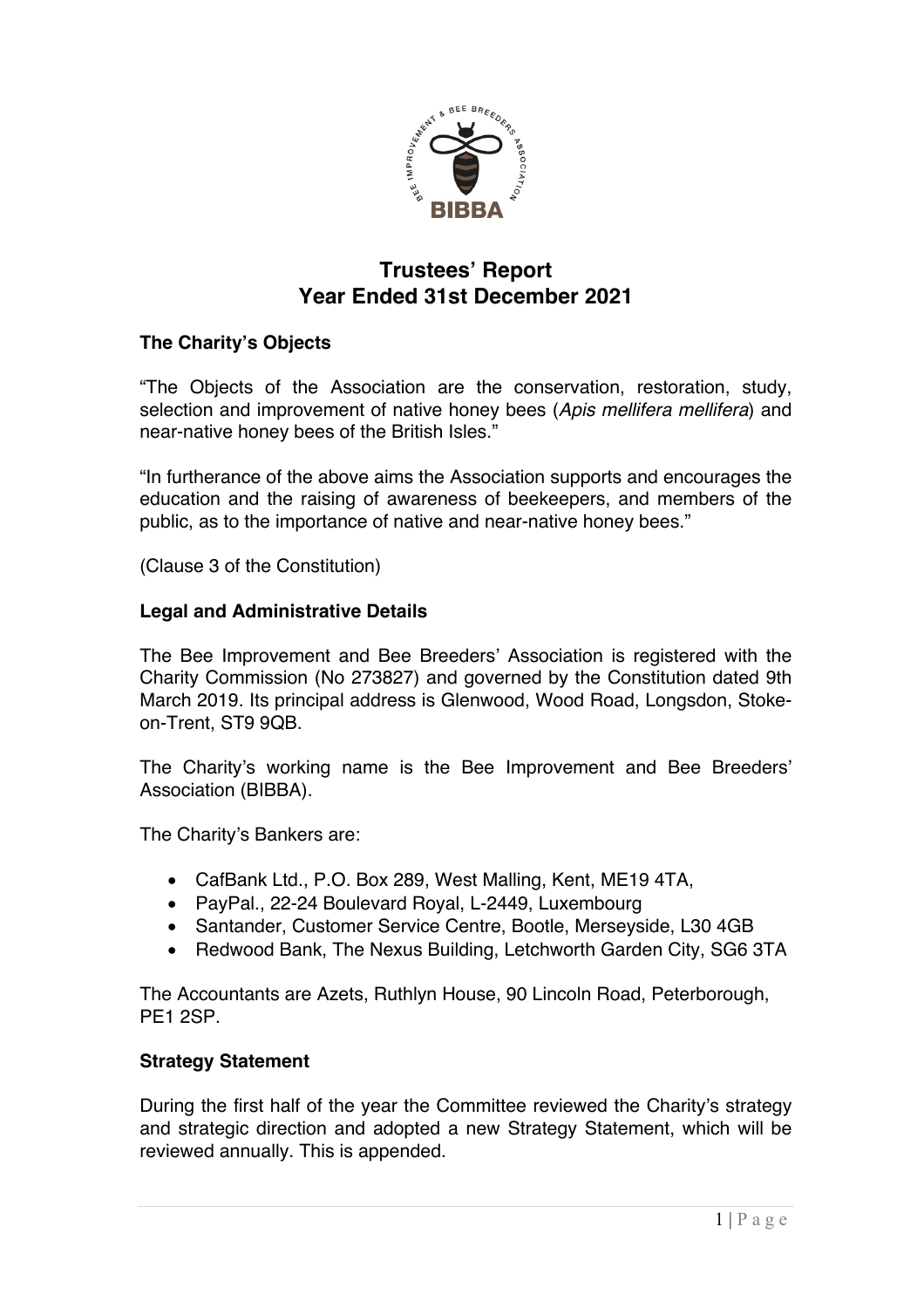# Trustees' Report
## Year Ended 31st December 2021

### The Charity's Objects

"The Objects of the Association are the conservation, restoration, study, selection and improvement of native honey bees (*Apis mellifera mellifera*) and near-native honey bees of the British Isles."

"In furtherance of the above aims the Association supports and encourages the education and the raising of awareness of beekeepers, and members of the public, as to the importance of native and near-native honey bees."

(Clause 3 of the Constitution)

### Legal and Administrative Details

The Bee Improvement and Bee Breeders' Association is registered with the Charity Commission (No 273827) and governed by the Constitution dated 9th March 2019. Its principal address is Glenwood, Wood Road, Longsdon, Stoke-on-Trent, ST9 9QB.

The Charity's working name is the Bee Improvement and Bee Breeders' Association (BIBBA).

The Charity's Bankers are:

- CafBank Ltd., P.O. Box 289, West Malling, Kent, ME19 4TA,
- PayPal., 22-24 Boulevard Royal, L-2449, Luxembourg
- Santander, Customer Service Centre, Bootle, Merseyside, L30 4GB
- Redwood Bank, The Nexus Building, Letchworth Garden City, SG6 3TA

The Accountants are Azets, Ruthlyn House, 90 Lincoln Road, Peterborough, PE1 2SP.

### Strategy Statement

During the first half of the year the Committee reviewed the Charity's strategy and strategic direction and adopted a new Strategy Statement, which will be reviewed annually. This is appended.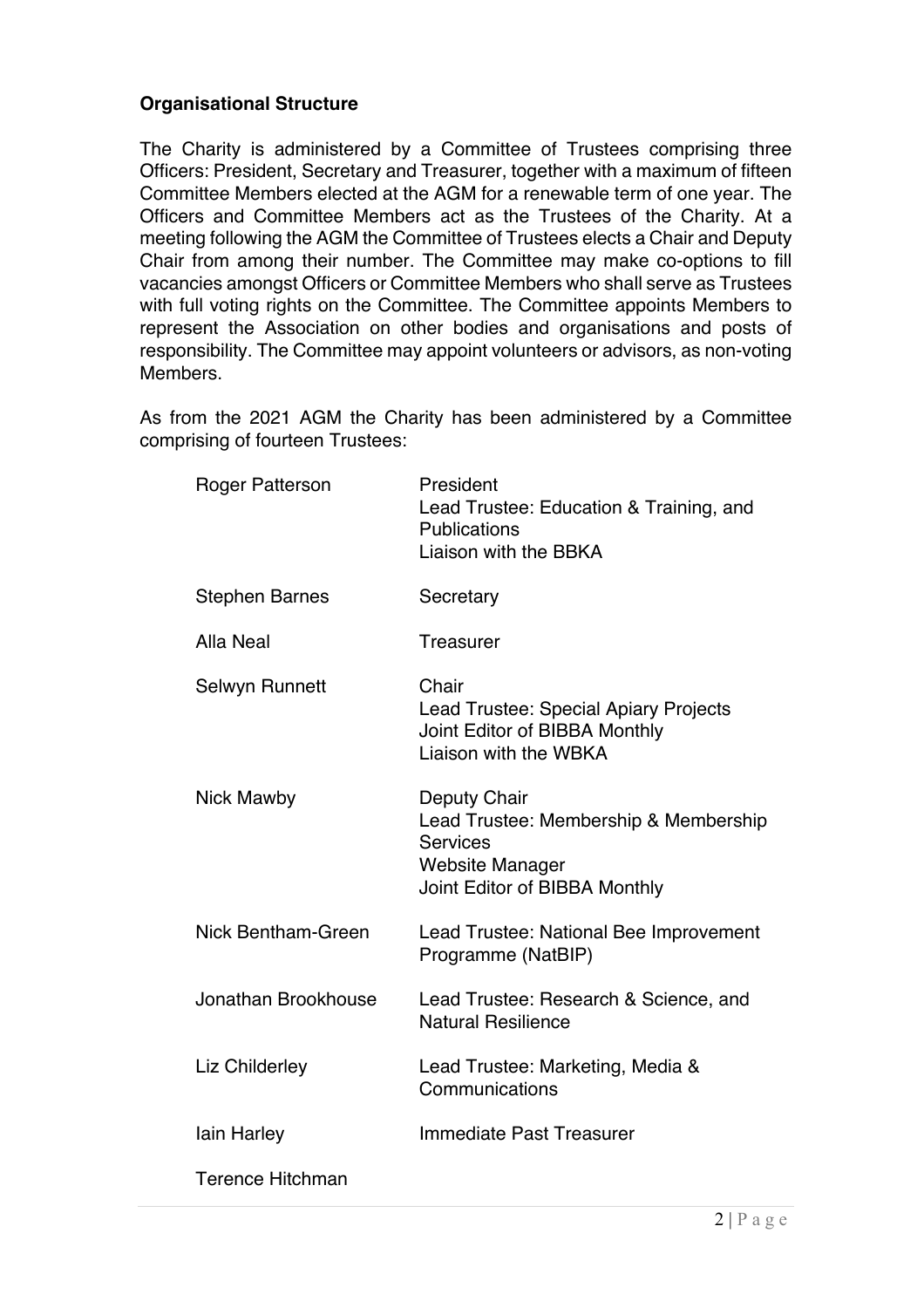### Organisational Structure

The Charity is administered by a Committee of Trustees comprising three Officers: President, Secretary and Treasurer, together with a maximum of fifteen Committee Members elected at the AGM for a renewable term of one year. The Officers and Committee Members act as the Trustees of the Charity. At a meeting following the AGM the Committee of Trustees elects a Chair and Deputy Chair from among their number. The Committee may make co-options to fill vacancies amongst Officers or Committee Members who shall serve as Trustees with full voting rights on the Committee. The Committee appoints Members to represent the Association on other bodies and organisations and posts of responsibility. The Committee may appoint volunteers or advisors, as non-voting Members.

As from the 2021 AGM the Charity has been administered by a Committee comprising of fourteen Trustees:

| | |
|---|---|
| Roger Patterson | President<br>Lead Trustee: Education & Training, and Publications<br>Liaison with the BBKA |
| Stephen Barnes | Secretary |
| Alla Neal | Treasurer |
| Selwyn Runnett | Chair<br>Lead Trustee: Special Apiary Projects<br>Joint Editor of BIBBA Monthly<br>Liaison with the WBKA |
| Nick Mawby | Deputy Chair<br>Lead Trustee: Membership & Membership Services<br>Website Manager<br>Joint Editor of BIBBA Monthly |
| Nick Bentham-Green | Lead Trustee: National Bee Improvement Programme (NatBIP) |
| Jonathan Brookhouse | Lead Trustee: Research & Science, and Natural Resilience |
| Liz Childerley | Lead Trustee: Marketing, Media & Communications |
| Iain Harley | Immediate Past Treasurer |
| Terence Hitchman | |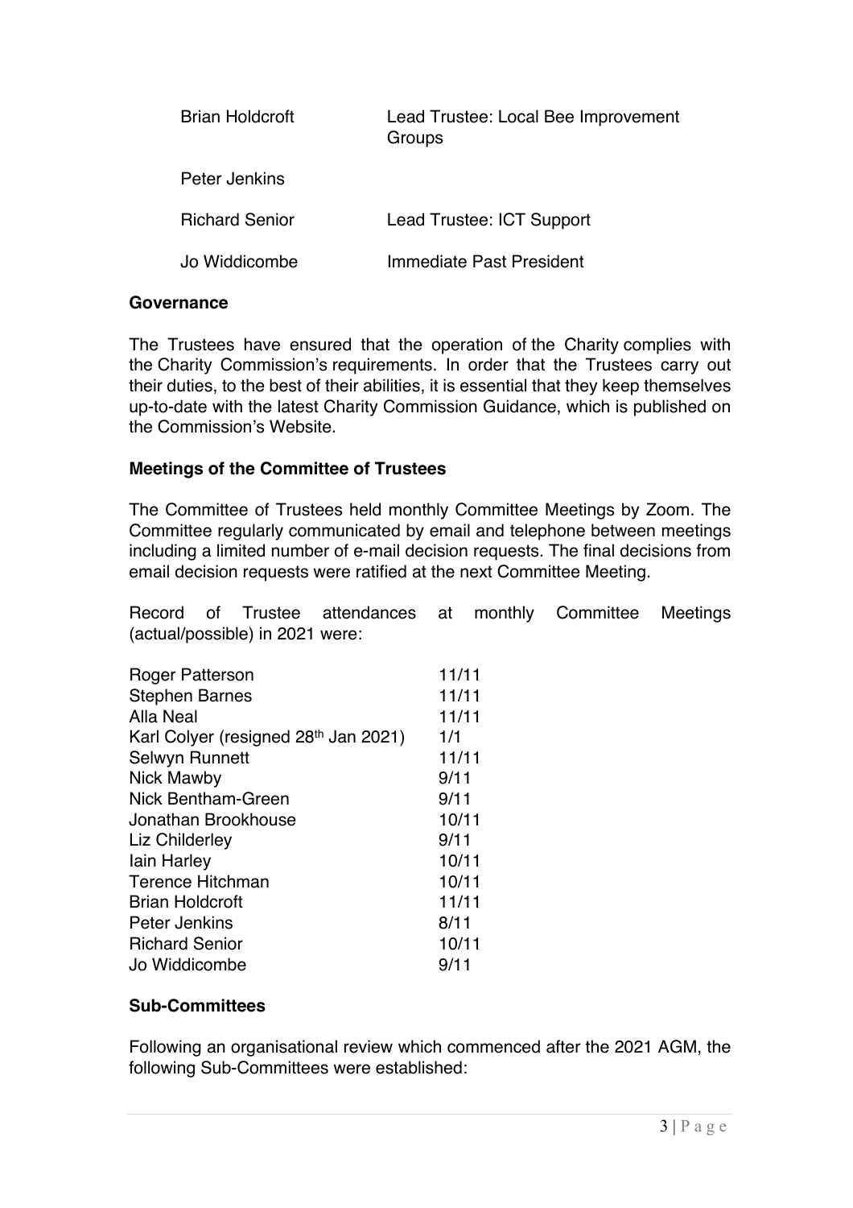| | |
|---|---|
| Brian Holdcroft | Lead Trustee: Local Bee Improvement Groups |
| Peter Jenkins | |
| Richard Senior | Lead Trustee: ICT Support |
| Jo Widdicombe | Immediate Past President |

**Governance**

The Trustees have ensured that the operation of the Charity complies with the Charity Commission's requirements. In order that the Trustees carry out their duties, to the best of their abilities, it is essential that they keep themselves up-to-date with the latest Charity Commission Guidance, which is published on the Commission's Website.

**Meetings of the Committee of Trustees**

The Committee of Trustees held monthly Committee Meetings by Zoom. The Committee regularly communicated by email and telephone between meetings including a limited number of e-mail decision requests. The final decisions from email decision requests were ratified at the next Committee Meeting.

Record of Trustee attendances at monthly Committee Meetings (actual/possible) in 2021 were:

| | |
|---|---|
| Roger Patterson | 11/11 |
| Stephen Barnes | 11/11 |
| Alla Neal | 11/11 |
| Karl Colyer (resigned 28th Jan 2021) | 1/1 |
| Selwyn Runnett | 11/11 |
| Nick Mawby | 9/11 |
| Nick Bentham-Green | 9/11 |
| Jonathan Brookhouse | 10/11 |
| Liz Childerley | 9/11 |
| Iain Harley | 10/11 |
| Terence Hitchman | 10/11 |
| Brian Holdcroft | 11/11 |
| Peter Jenkins | 8/11 |
| Richard Senior | 10/11 |
| Jo Widdicombe | 9/11 |

**Sub-Committees**

Following an organisational review which commenced after the 2021 AGM, the following Sub-Committees were established: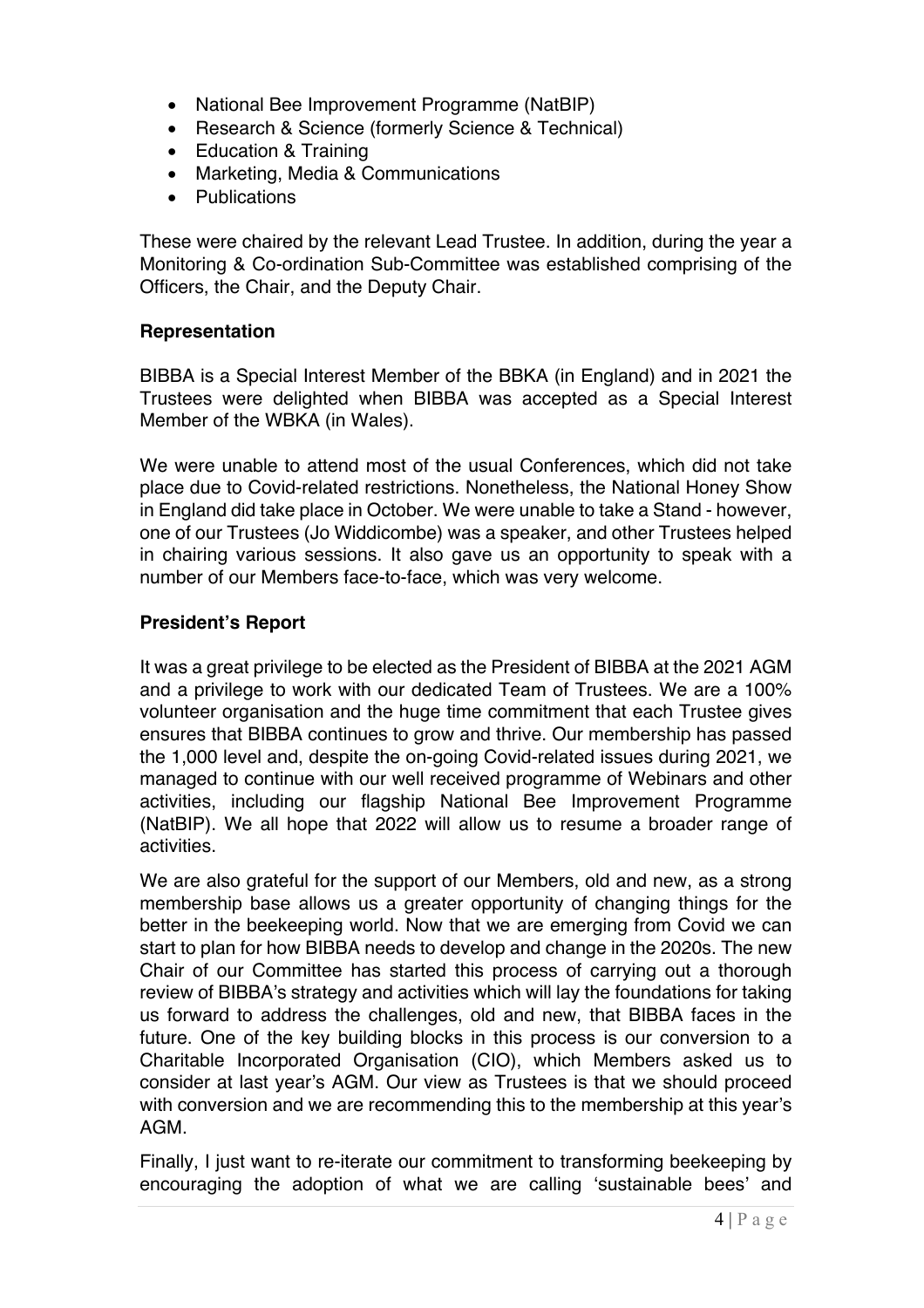- National Bee Improvement Programme (NatBIP)
- Research & Science (formerly Science & Technical)
- Education & Training
- Marketing, Media & Communications
- Publications

These were chaired by the relevant Lead Trustee. In addition, during the year a Monitoring & Co-ordination Sub-Committee was established comprising of the Officers, the Chair, and the Deputy Chair.

### Representation

BIBBA is a Special Interest Member of the BBKA (in England) and in 2021 the Trustees were delighted when BIBBA was accepted as a Special Interest Member of the WBKA (in Wales).

We were unable to attend most of the usual Conferences, which did not take place due to Covid-related restrictions. Nonetheless, the National Honey Show in England did take place in October. We were unable to take a Stand - however, one of our Trustees (Jo Widdicombe) was a speaker, and other Trustees helped in chairing various sessions. It also gave us an opportunity to speak with a number of our Members face-to-face, which was very welcome.

### President's Report

It was a great privilege to be elected as the President of BIBBA at the 2021 AGM and a privilege to work with our dedicated Team of Trustees. We are a 100% volunteer organisation and the huge time commitment that each Trustee gives ensures that BIBBA continues to grow and thrive. Our membership has passed the 1,000 level and, despite the on-going Covid-related issues during 2021, we managed to continue with our well received programme of Webinars and other activities, including our flagship National Bee Improvement Programme (NatBIP). We all hope that 2022 will allow us to resume a broader range of activities.

We are also grateful for the support of our Members, old and new, as a strong membership base allows us a greater opportunity of changing things for the better in the beekeeping world. Now that we are emerging from Covid we can start to plan for how BIBBA needs to develop and change in the 2020s. The new Chair of our Committee has started this process of carrying out a thorough review of BIBBA's strategy and activities which will lay the foundations for taking us forward to address the challenges, old and new, that BIBBA faces in the future. One of the key building blocks in this process is our conversion to a Charitable Incorporated Organisation (CIO), which Members asked us to consider at last year's AGM. Our view as Trustees is that we should proceed with conversion and we are recommending this to the membership at this year's AGM.

Finally, I just want to re-iterate our commitment to transforming beekeeping by encouraging the adoption of what we are calling 'sustainable bees' and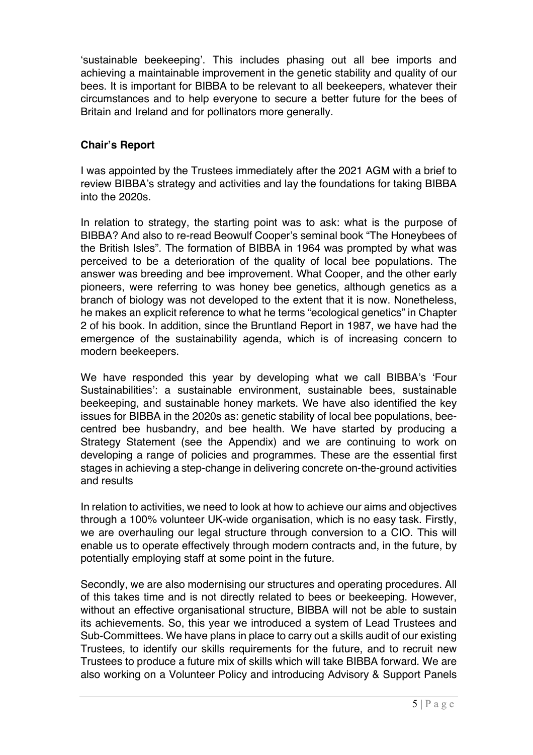'sustainable beekeeping'. This includes phasing out all bee imports and achieving a maintainable improvement in the genetic stability and quality of our bees. It is important for BIBBA to be relevant to all beekeepers, whatever their circumstances and to help everyone to secure a better future for the bees of Britain and Ireland and for pollinators more generally.

**Chair's Report**

I was appointed by the Trustees immediately after the 2021 AGM with a brief to review BIBBA's strategy and activities and lay the foundations for taking BIBBA into the 2020s.

In relation to strategy, the starting point was to ask: what is the purpose of BIBBA? And also to re-read Beowulf Cooper's seminal book "The Honeybees of the British Isles". The formation of BIBBA in 1964 was prompted by what was perceived to be a deterioration of the quality of local bee populations. The answer was breeding and bee improvement. What Cooper, and the other early pioneers, were referring to was honey bee genetics, although genetics as a branch of biology was not developed to the extent that it is now. Nonetheless, he makes an explicit reference to what he terms "ecological genetics" in Chapter 2 of his book. In addition, since the Bruntland Report in 1987, we have had the emergence of the sustainability agenda, which is of increasing concern to modern beekeepers.

We have responded this year by developing what we call BIBBA's 'Four Sustainabilities': a sustainable environment, sustainable bees, sustainable beekeeping, and sustainable honey markets. We have also identified the key issues for BIBBA in the 2020s as: genetic stability of local bee populations, bee-centred bee husbandry, and bee health. We have started by producing a Strategy Statement (see the Appendix) and we are continuing to work on developing a range of policies and programmes. These are the essential first stages in achieving a step-change in delivering concrete on-the-ground activities and results

In relation to activities, we need to look at how to achieve our aims and objectives through a 100% volunteer UK-wide organisation, which is no easy task. Firstly, we are overhauling our legal structure through conversion to a CIO. This will enable us to operate effectively through modern contracts and, in the future, by potentially employing staff at some point in the future.

Secondly, we are also modernising our structures and operating procedures. All of this takes time and is not directly related to bees or beekeeping. However, without an effective organisational structure, BIBBA will not be able to sustain its achievements. So, this year we introduced a system of Lead Trustees and Sub-Committees. We have plans in place to carry out a skills audit of our existing Trustees, to identify our skills requirements for the future, and to recruit new Trustees to produce a future mix of skills which will take BIBBA forward. We are also working on a Volunteer Policy and introducing Advisory & Support Panels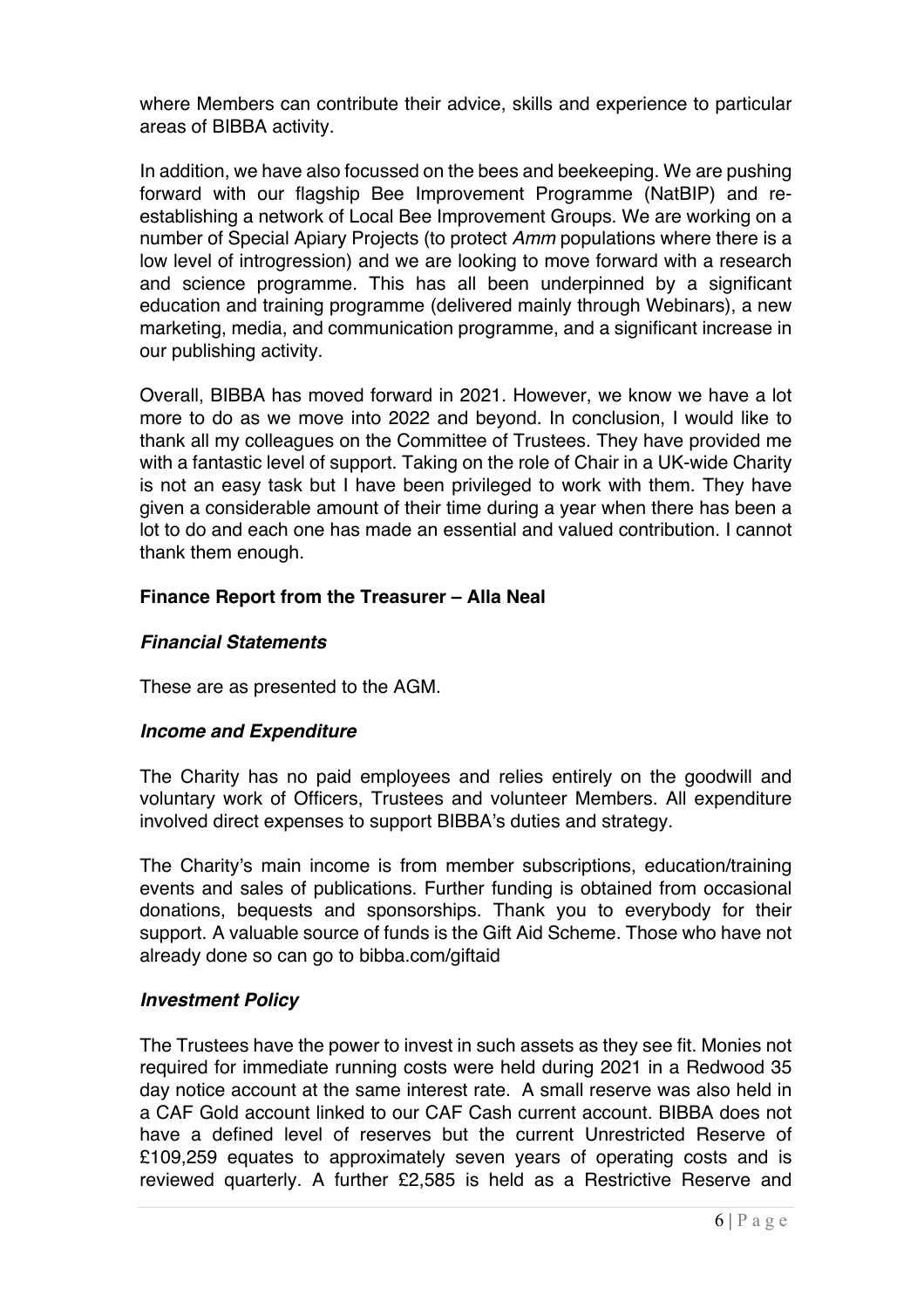where Members can contribute their advice, skills and experience to particular areas of BIBBA activity.

In addition, we have also focussed on the bees and beekeeping. We are pushing forward with our flagship Bee Improvement Programme (NatBIP) and re-establishing a network of Local Bee Improvement Groups. We are working on a number of Special Apiary Projects (to protect *Amm* populations where there is a low level of introgression) and we are looking to move forward with a research and science programme. This has all been underpinned by a significant education and training programme (delivered mainly through Webinars), a new marketing, media, and communication programme, and a significant increase in our publishing activity.

Overall, BIBBA has moved forward in 2021. However, we know we have a lot more to do as we move into 2022 and beyond. In conclusion, I would like to thank all my colleagues on the Committee of Trustees. They have provided me with a fantastic level of support. Taking on the role of Chair in a UK-wide Charity is not an easy task but I have been privileged to work with them. They have given a considerable amount of their time during a year when there has been a lot to do and each one has made an essential and valued contribution. I cannot thank them enough.

## Finance Report from the Treasurer – Alla Neal

### *Financial Statements*

These are as presented to the AGM.

### *Income and Expenditure*

The Charity has no paid employees and relies entirely on the goodwill and voluntary work of Officers, Trustees and volunteer Members. All expenditure involved direct expenses to support BIBBA's duties and strategy.

The Charity's main income is from member subscriptions, education/training events and sales of publications. Further funding is obtained from occasional donations, bequests and sponsorships. Thank you to everybody for their support. A valuable source of funds is the Gift Aid Scheme. Those who have not already done so can go to bibba.com/giftaid

### *Investment Policy*

The Trustees have the power to invest in such assets as they see fit. Monies not required for immediate running costs were held during 2021 in a Redwood 35 day notice account at the same interest rate. A small reserve was also held in a CAF Gold account linked to our CAF Cash current account. BIBBA does not have a defined level of reserves but the current Unrestricted Reserve of £109,259 equates to approximately seven years of operating costs and is reviewed quarterly. A further £2,585 is held as a Restrictive Reserve and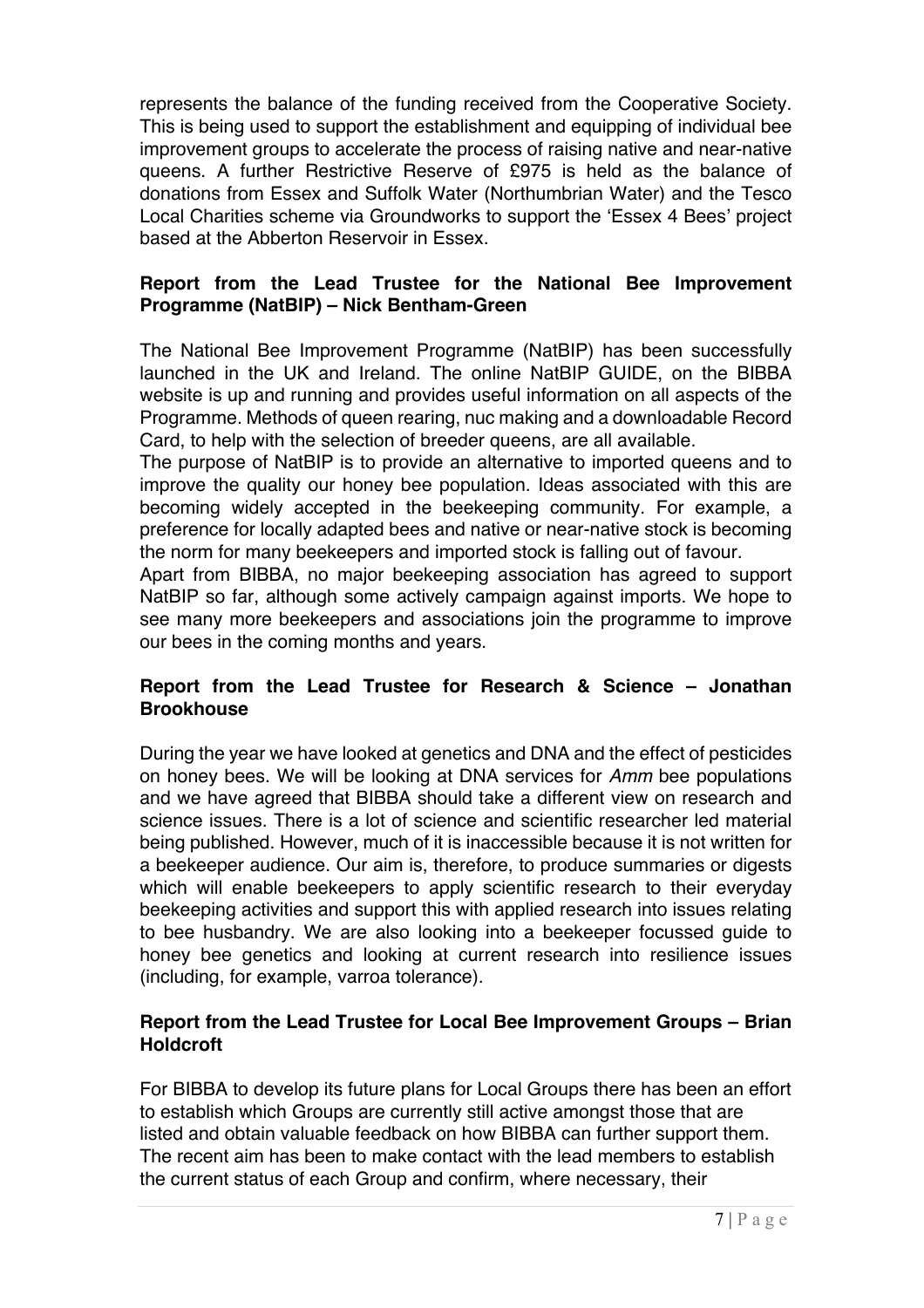represents the balance of the funding received from the Cooperative Society. This is being used to support the establishment and equipping of individual bee improvement groups to accelerate the process of raising native and near-native queens. A further Restrictive Reserve of £975 is held as the balance of donations from Essex and Suffolk Water (Northumbrian Water) and the Tesco Local Charities scheme via Groundworks to support the 'Essex 4 Bees' project based at the Abberton Reservoir in Essex.

### Report from the Lead Trustee for the National Bee Improvement Programme (NatBIP) – Nick Bentham-Green

The National Bee Improvement Programme (NatBIP) has been successfully launched in the UK and Ireland. The online NatBIP GUIDE, on the BIBBA website is up and running and provides useful information on all aspects of the Programme. Methods of queen rearing, nuc making and a downloadable Record Card, to help with the selection of breeder queens, are all available.

The purpose of NatBIP is to provide an alternative to imported queens and to improve the quality our honey bee population. Ideas associated with this are becoming widely accepted in the beekeeping community. For example, a preference for locally adapted bees and native or near-native stock is becoming the norm for many beekeepers and imported stock is falling out of favour.

Apart from BIBBA, no major beekeeping association has agreed to support NatBIP so far, although some actively campaign against imports. We hope to see many more beekeepers and associations join the programme to improve our bees in the coming months and years.

### Report from the Lead Trustee for Research & Science – Jonathan Brookhouse

During the year we have looked at genetics and DNA and the effect of pesticides on honey bees. We will be looking at DNA services for *Amm* bee populations and we have agreed that BIBBA should take a different view on research and science issues. There is a lot of science and scientific researcher led material being published. However, much of it is inaccessible because it is not written for a beekeeper audience. Our aim is, therefore, to produce summaries or digests which will enable beekeepers to apply scientific research to their everyday beekeeping activities and support this with applied research into issues relating to bee husbandry. We are also looking into a beekeeper focussed guide to honey bee genetics and looking at current research into resilience issues (including, for example, varroa tolerance).

### Report from the Lead Trustee for Local Bee Improvement Groups – Brian Holdcroft

For BIBBA to develop its future plans for Local Groups there has been an effort to establish which Groups are currently still active amongst those that are listed and obtain valuable feedback on how BIBBA can further support them. The recent aim has been to make contact with the lead members to establish the current status of each Group and confirm, where necessary, their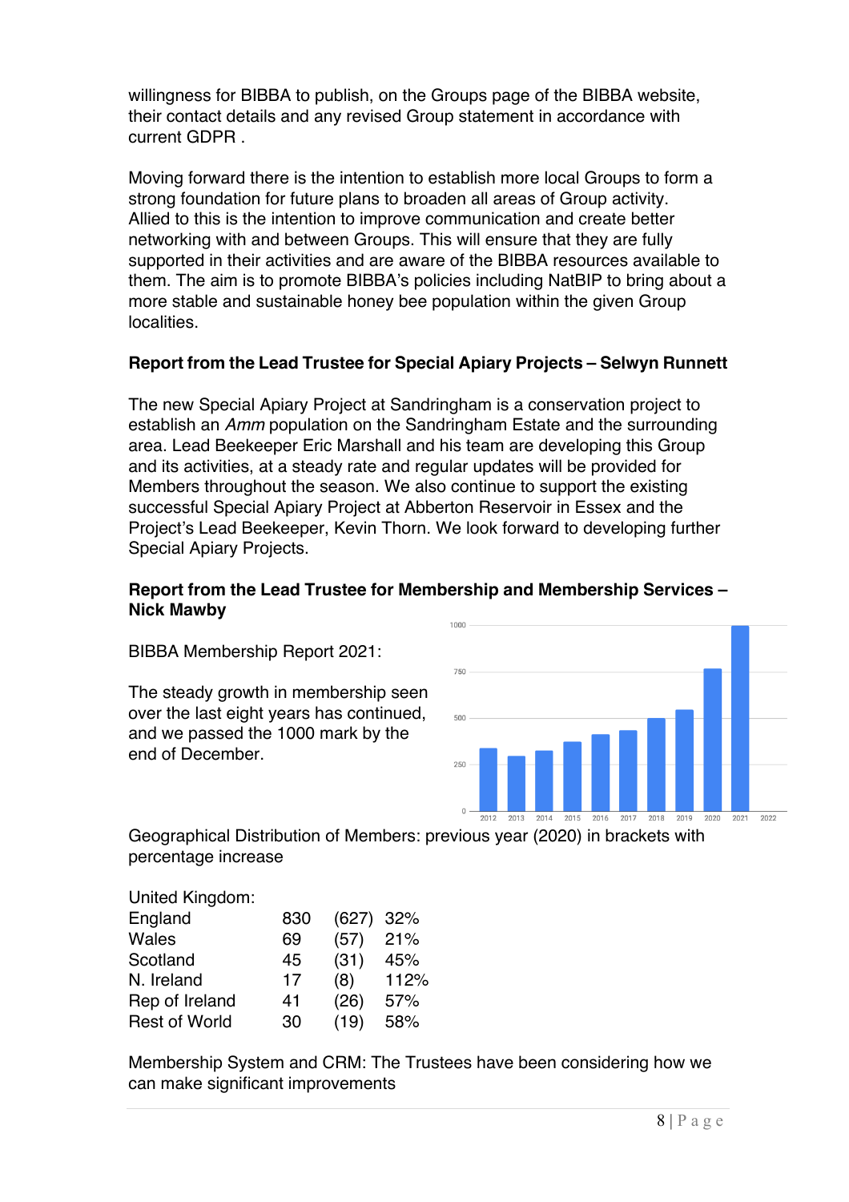willingness for BIBBA to publish, on the Groups page of the BIBBA website, their contact details and any revised Group statement in accordance with current GDPR .

Moving forward there is the intention to establish more local Groups to form a strong foundation for future plans to broaden all areas of Group activity. Allied to this is the intention to improve communication and create better networking with and between Groups. This will ensure that they are fully supported in their activities and are aware of the BIBBA resources available to them. The aim is to promote BIBBA's policies including NatBIP to bring about a more stable and sustainable honey bee population within the given Group localities.

**Report from the Lead Trustee for Special Apiary Projects – Selwyn Runnett**

The new Special Apiary Project at Sandringham is a conservation project to establish an *Amm* population on the Sandringham Estate and the surrounding area. Lead Beekeeper Eric Marshall and his team are developing this Group and its activities, at a steady rate and regular updates will be provided for Members throughout the season. We also continue to support the existing successful Special Apiary Project at Abberton Reservoir in Essex and the Project's Lead Beekeeper, Kevin Thorn. We look forward to developing further Special Apiary Projects.

**Report from the Lead Trustee for Membership and Membership Services – Nick Mawby**

BIBBA Membership Report 2021:

The steady growth in membership seen over the last eight years has continued, and we passed the 1000 mark by the end of December.

Geographical Distribution of Members: previous year (2020) in brackets with percentage increase

United Kingdom:

| | | | |
|---|---|---|---|
| England | 830 | (627) | 32% |
| Wales | 69 | (57) | 21% |
| Scotland | 45 | (31) | 45% |
| N. Ireland | 17 | (8) | 112% |
| Rep of Ireland | 41 | (26) | 57% |
| Rest of World | 30 | (19) | 58% |

Membership System and CRM: The Trustees have been considering how we can make significant improvements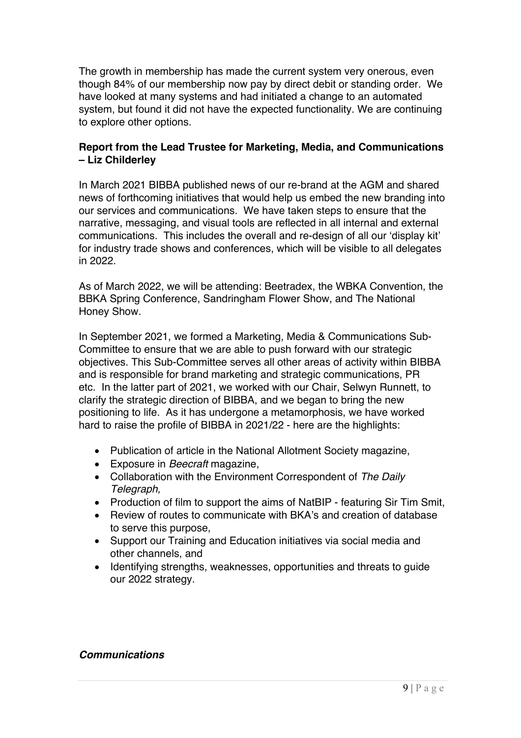The growth in membership has made the current system very onerous, even though 84% of our membership now pay by direct debit or standing order. We have looked at many systems and had initiated a change to an automated system, but found it did not have the expected functionality. We are continuing to explore other options.

**Report from the Lead Trustee for Marketing, Media, and Communications – Liz Childerley**

In March 2021 BIBBA published news of our re-brand at the AGM and shared news of forthcoming initiatives that would help us embed the new branding into our services and communications. We have taken steps to ensure that the narrative, messaging, and visual tools are reflected in all internal and external communications. This includes the overall and re-design of all our 'display kit' for industry trade shows and conferences, which will be visible to all delegates in 2022.

As of March 2022, we will be attending: Beetradex, the WBKA Convention, the BBKA Spring Conference, Sandringham Flower Show, and The National Honey Show.

In September 2021, we formed a Marketing, Media & Communications Sub-Committee to ensure that we are able to push forward with our strategic objectives. This Sub-Committee serves all other areas of activity within BIBBA and is responsible for brand marketing and strategic communications, PR etc. In the latter part of 2021, we worked with our Chair, Selwyn Runnett, to clarify the strategic direction of BIBBA, and we began to bring the new positioning to life. As it has undergone a metamorphosis, we have worked hard to raise the profile of BIBBA in 2021/22 - here are the highlights:

- Publication of article in the National Allotment Society magazine,
- Exposure in *Beecraft* magazine,
- Collaboration with the Environment Correspondent of *The Daily Telegraph,*
- Production of film to support the aims of NatBIP - featuring Sir Tim Smit,
- Review of routes to communicate with BKA's and creation of database to serve this purpose,
- Support our Training and Education initiatives via social media and other channels, and
- Identifying strengths, weaknesses, opportunities and threats to guide our 2022 strategy.

***Communications***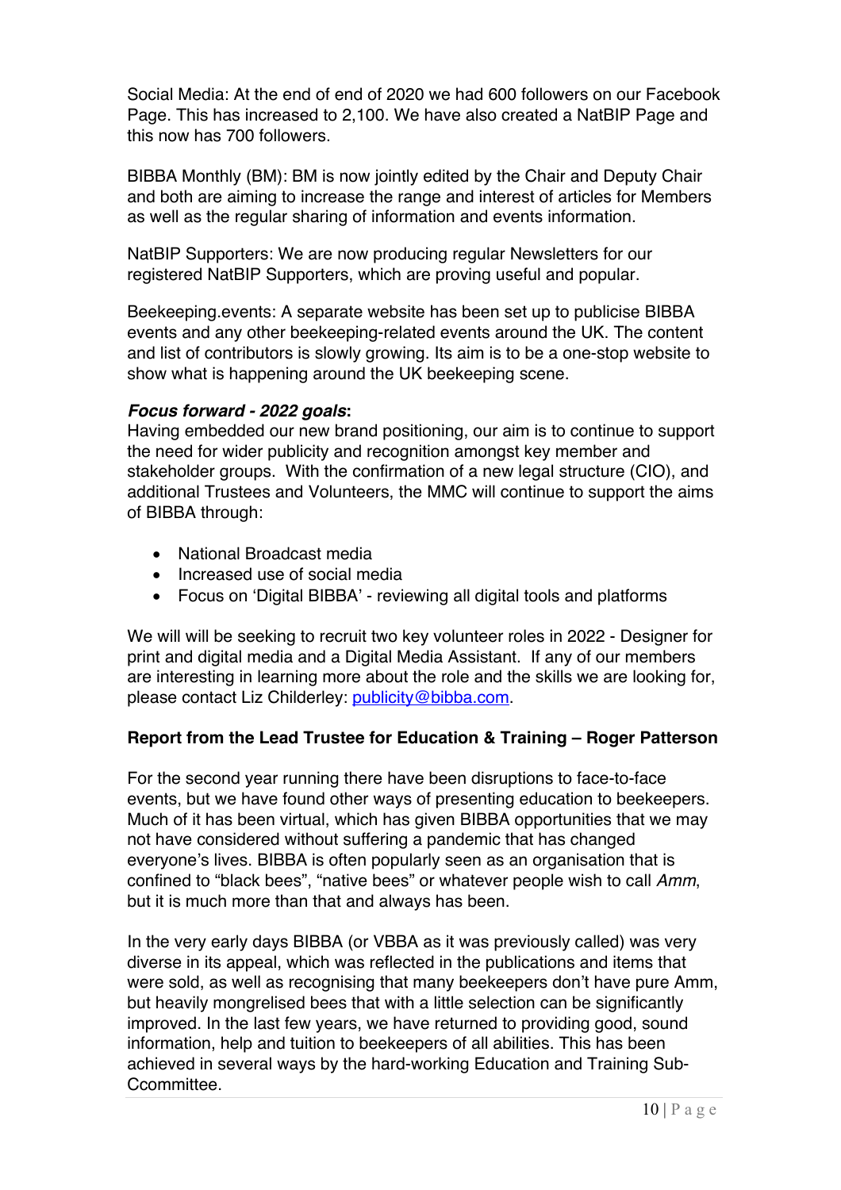Social Media: At the end of end of 2020 we had 600 followers on our Facebook Page. This has increased to 2,100. We have also created a NatBIP Page and this now has 700 followers.

BIBBA Monthly (BM): BM is now jointly edited by the Chair and Deputy Chair and both are aiming to increase the range and interest of articles for Members as well as the regular sharing of information and events information.

NatBIP Supporters: We are now producing regular Newsletters for our registered NatBIP Supporters, which are proving useful and popular.

Beekeeping.events: A separate website has been set up to publicise BIBBA events and any other beekeeping-related events around the UK. The content and list of contributors is slowly growing. Its aim is to be a one-stop website to show what is happening around the UK beekeeping scene.

***Focus forward - 2022 goals*:**
Having embedded our new brand positioning, our aim is to continue to support the need for wider publicity and recognition amongst key member and stakeholder groups. With the confirmation of a new legal structure (CIO), and additional Trustees and Volunteers, the MMC will continue to support the aims of BIBBA through:

- National Broadcast media
- Increased use of social media
- Focus on 'Digital BIBBA' - reviewing all digital tools and platforms

We will will be seeking to recruit two key volunteer roles in 2022 - Designer for print and digital media and a Digital Media Assistant. If any of our members are interesting in learning more about the role and the skills we are looking for, please contact Liz Childerley: publicity@bibba.com.

**Report from the Lead Trustee for Education & Training – Roger Patterson**

For the second year running there have been disruptions to face-to-face events, but we have found other ways of presenting education to beekeepers. Much of it has been virtual, which has given BIBBA opportunities that we may not have considered without suffering a pandemic that has changed everyone's lives. BIBBA is often popularly seen as an organisation that is confined to "black bees", "native bees" or whatever people wish to call *Amm*, but it is much more than that and always has been.

In the very early days BIBBA (or VBBA as it was previously called) was very diverse in its appeal, which was reflected in the publications and items that were sold, as well as recognising that many beekeepers don't have pure Amm, but heavily mongrelised bees that with a little selection can be significantly improved. In the last few years, we have returned to providing good, sound information, help and tuition to beekeepers of all abilities. This has been achieved in several ways by the hard-working Education and Training Sub-Ccommittee.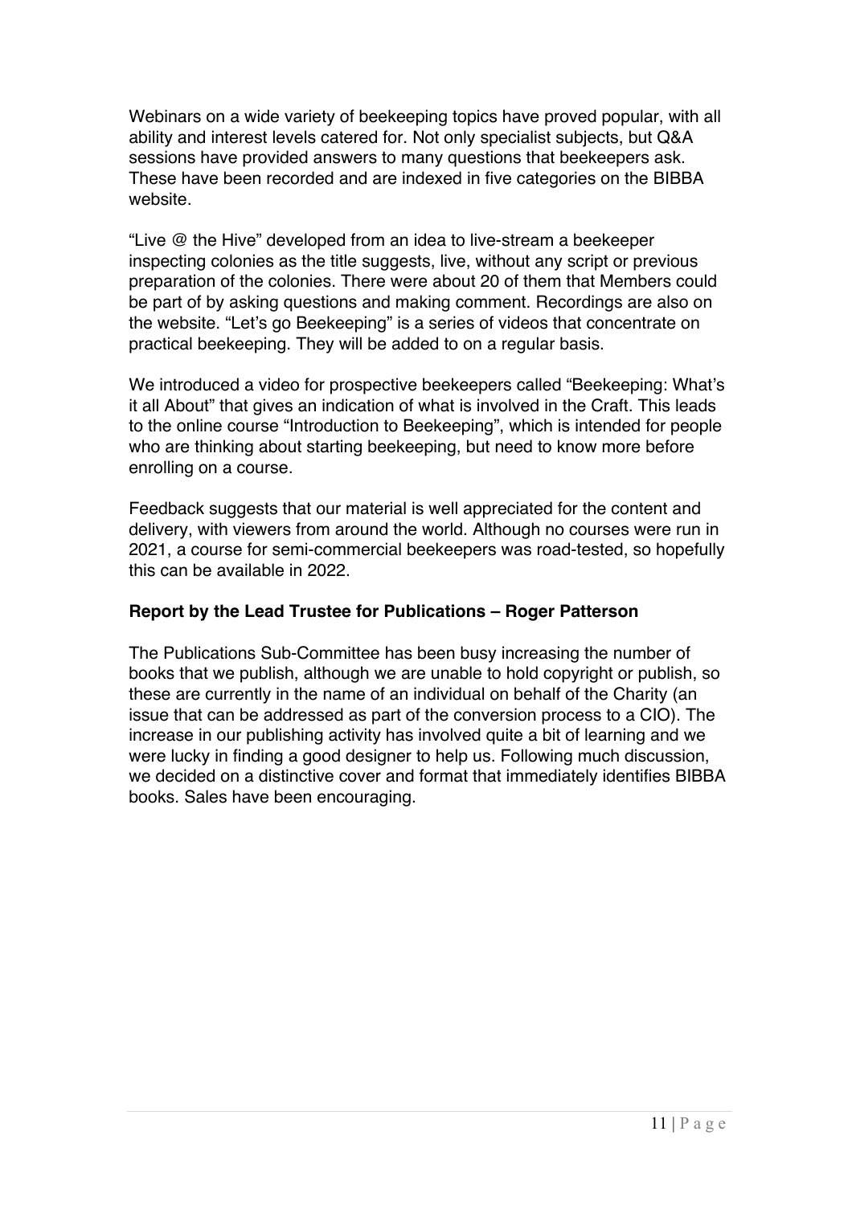Webinars on a wide variety of beekeeping topics have proved popular, with all ability and interest levels catered for. Not only specialist subjects, but Q&A sessions have provided answers to many questions that beekeepers ask. These have been recorded and are indexed in five categories on the BIBBA website.

"Live @ the Hive" developed from an idea to live-stream a beekeeper inspecting colonies as the title suggests, live, without any script or previous preparation of the colonies. There were about 20 of them that Members could be part of by asking questions and making comment. Recordings are also on the website. "Let's go Beekeeping" is a series of videos that concentrate on practical beekeeping. They will be added to on a regular basis.

We introduced a video for prospective beekeepers called "Beekeeping: What's it all About" that gives an indication of what is involved in the Craft. This leads to the online course "Introduction to Beekeeping", which is intended for people who are thinking about starting beekeeping, but need to know more before enrolling on a course.

Feedback suggests that our material is well appreciated for the content and delivery, with viewers from around the world. Although no courses were run in 2021, a course for semi-commercial beekeepers was road-tested, so hopefully this can be available in 2022.

**Report by the Lead Trustee for Publications – Roger Patterson**

The Publications Sub-Committee has been busy increasing the number of books that we publish, although we are unable to hold copyright or publish, so these are currently in the name of an individual on behalf of the Charity (an issue that can be addressed as part of the conversion process to a CIO). The increase in our publishing activity has involved quite a bit of learning and we were lucky in finding a good designer to help us. Following much discussion, we decided on a distinctive cover and format that immediately identifies BIBBA books. Sales have been encouraging.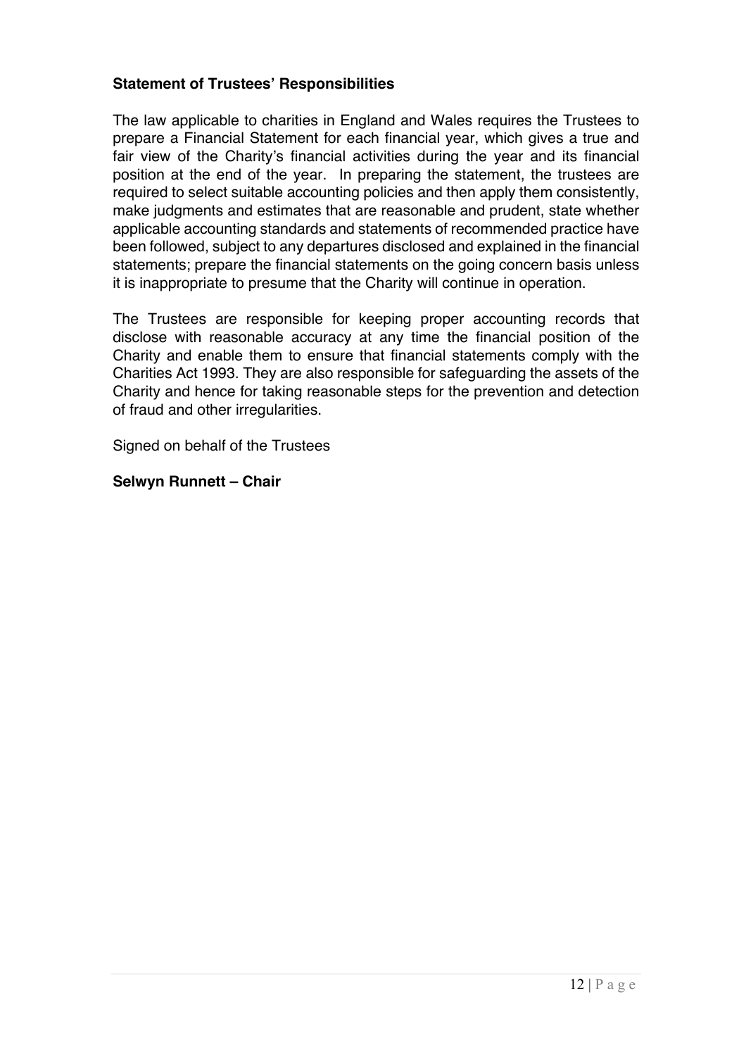## Statement of Trustees' Responsibilities

The law applicable to charities in England and Wales requires the Trustees to prepare a Financial Statement for each financial year, which gives a true and fair view of the Charity's financial activities during the year and its financial position at the end of the year. In preparing the statement, the trustees are required to select suitable accounting policies and then apply them consistently, make judgments and estimates that are reasonable and prudent, state whether applicable accounting standards and statements of recommended practice have been followed, subject to any departures disclosed and explained in the financial statements; prepare the financial statements on the going concern basis unless it is inappropriate to presume that the Charity will continue in operation.

The Trustees are responsible for keeping proper accounting records that disclose with reasonable accuracy at any time the financial position of the Charity and enable them to ensure that financial statements comply with the Charities Act 1993. They are also responsible for safeguarding the assets of the Charity and hence for taking reasonable steps for the prevention and detection of fraud and other irregularities.

Signed on behalf of the Trustees

**Selwyn Runnett – Chair**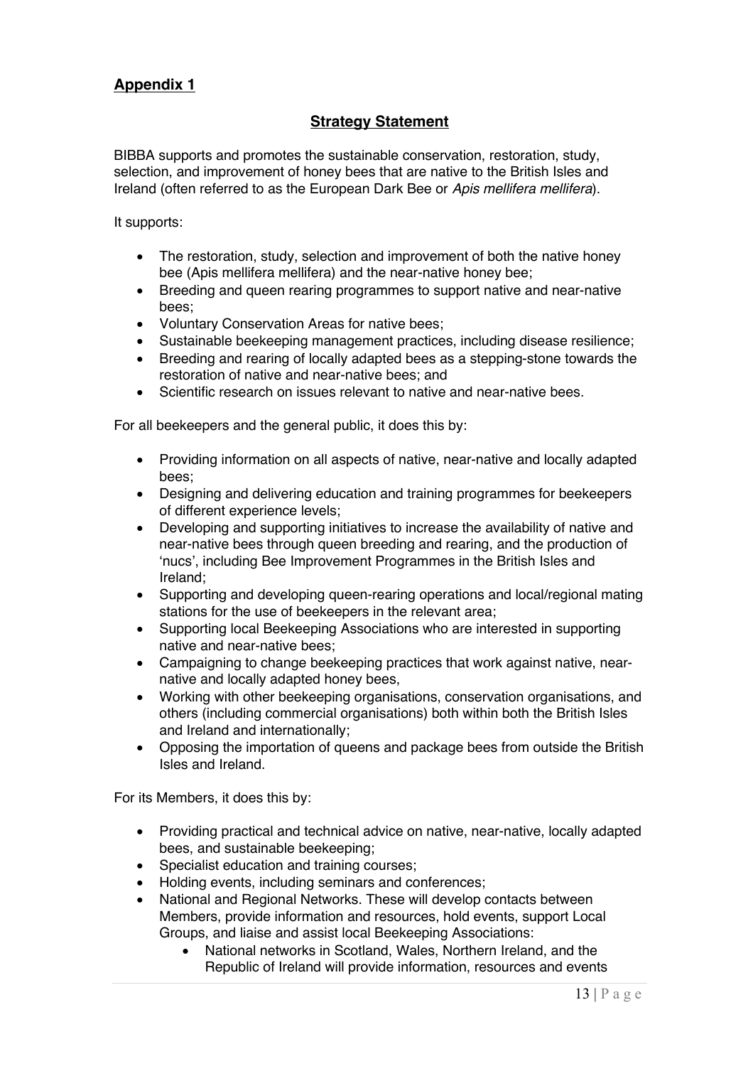## Appendix 1

### Strategy Statement

BIBBA supports and promotes the sustainable conservation, restoration, study, selection, and improvement of honey bees that are native to the British Isles and Ireland (often referred to as the European Dark Bee or *Apis mellifera mellifera*).

It supports:

- The restoration, study, selection and improvement of both the native honey bee (Apis mellifera mellifera) and the near-native honey bee;
- Breeding and queen rearing programmes to support native and near-native bees;
- Voluntary Conservation Areas for native bees;
- Sustainable beekeeping management practices, including disease resilience;
- Breeding and rearing of locally adapted bees as a stepping-stone towards the restoration of native and near-native bees; and
- Scientific research on issues relevant to native and near-native bees.

For all beekeepers and the general public, it does this by:

- Providing information on all aspects of native, near-native and locally adapted bees;
- Designing and delivering education and training programmes for beekeepers of different experience levels;
- Developing and supporting initiatives to increase the availability of native and near-native bees through queen breeding and rearing, and the production of 'nucs', including Bee Improvement Programmes in the British Isles and Ireland;
- Supporting and developing queen-rearing operations and local/regional mating stations for the use of beekeepers in the relevant area;
- Supporting local Beekeeping Associations who are interested in supporting native and near-native bees;
- Campaigning to change beekeeping practices that work against native, near-native and locally adapted honey bees,
- Working with other beekeeping organisations, conservation organisations, and others (including commercial organisations) both within both the British Isles and Ireland and internationally;
- Opposing the importation of queens and package bees from outside the British Isles and Ireland.

For its Members, it does this by:

- Providing practical and technical advice on native, near-native, locally adapted bees, and sustainable beekeeping;
- Specialist education and training courses;
- Holding events, including seminars and conferences;
- National and Regional Networks. These will develop contacts between Members, provide information and resources, hold events, support Local Groups, and liaise and assist local Beekeeping Associations:
  - National networks in Scotland, Wales, Northern Ireland, and the Republic of Ireland will provide information, resources and events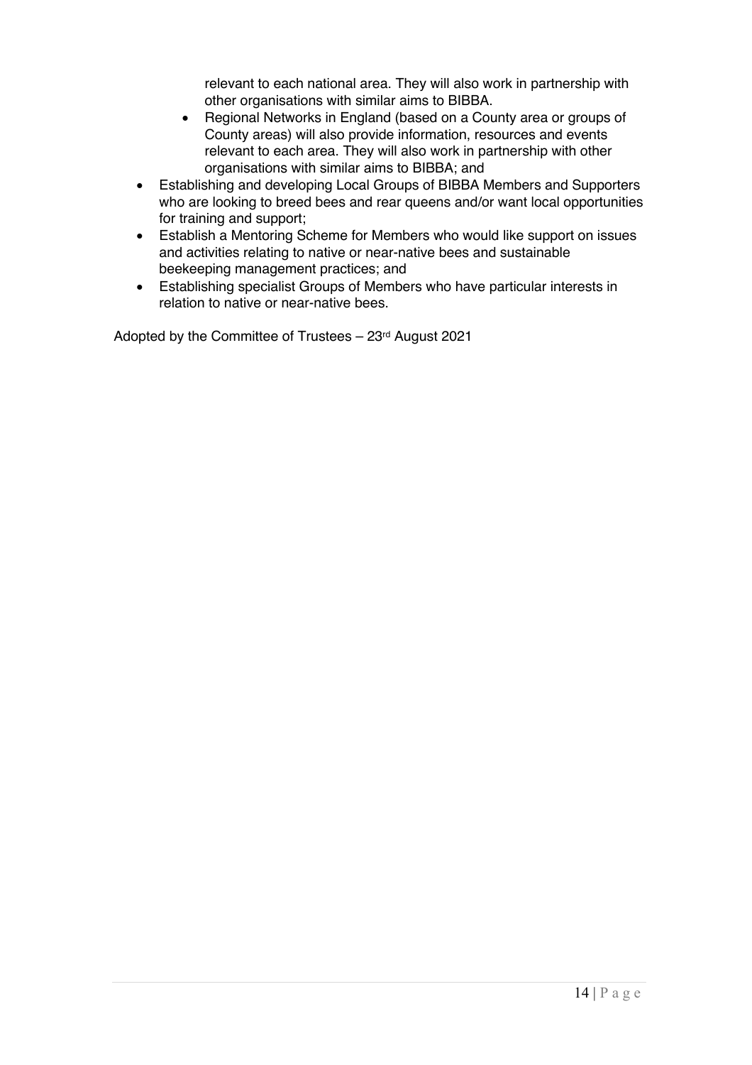relevant to each national area. They will also work in partnership with other organisations with similar aims to BIBBA.
  - Regional Networks in England (based on a County area or groups of County areas) will also provide information, resources and events relevant to each area. They will also work in partnership with other organisations with similar aims to BIBBA; and
- Establishing and developing Local Groups of BIBBA Members and Supporters who are looking to breed bees and rear queens and/or want local opportunities for training and support;
- Establish a Mentoring Scheme for Members who would like support on issues and activities relating to native or near-native bees and sustainable beekeeping management practices; and
- Establishing specialist Groups of Members who have particular interests in relation to native or near-native bees.

Adopted by the Committee of Trustees – 23rd August 2021